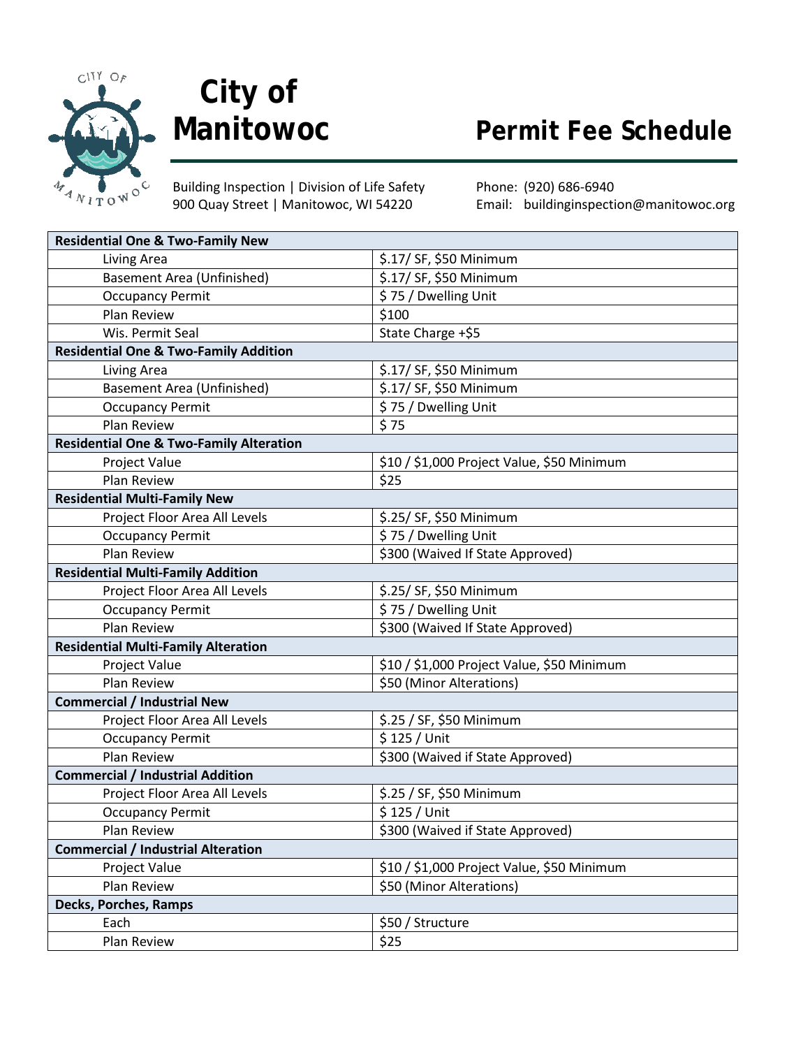# City of Manitowoc

## Permit Fee Schedule

Building Inspection | Division of Life Safety
900 Quay Street | Manitowoc, WI 54220

Phone: (920) 686-6940
Email: buildinginspection@manitowoc.org

| **Residential One & Two-Family New** | |
|---|---|
| Living Area | $.17/ SF, $50 Minimum |
| Basement Area (Unfinished) | $.17/ SF, $50 Minimum |
| Occupancy Permit | $ 75 / Dwelling Unit |
| Plan Review | $100 |
| Wis. Permit Seal | State Charge +$5 |
| **Residential One & Two-Family Addition** | |
| Living Area | $.17/ SF, $50 Minimum |
| Basement Area (Unfinished) | $.17/ SF, $50 Minimum |
| Occupancy Permit | $ 75 / Dwelling Unit |
| Plan Review | $ 75 |
| **Residential One & Two-Family Alteration** | |
| Project Value | $10 / $1,000 Project Value, $50 Minimum |
| Plan Review | $25 |
| **Residential Multi-Family New** | |
| Project Floor Area All Levels | $.25/ SF, $50 Minimum |
| Occupancy Permit | $ 75 / Dwelling Unit |
| Plan Review | $300 (Waived If State Approved) |
| **Residential Multi-Family Addition** | |
| Project Floor Area All Levels | $.25/ SF, $50 Minimum |
| Occupancy Permit | $ 75 / Dwelling Unit |
| Plan Review | $300 (Waived If State Approved) |
| **Residential Multi-Family Alteration** | |
| Project Value | $10 / $1,000 Project Value, $50 Minimum |
| Plan Review | $50 (Minor Alterations) |
| **Commercial / Industrial New** | |
| Project Floor Area All Levels | $.25 / SF, $50 Minimum |
| Occupancy Permit | $ 125 / Unit |
| Plan Review | $300 (Waived if State Approved) |
| **Commercial / Industrial Addition** | |
| Project Floor Area All Levels | $.25 / SF, $50 Minimum |
| Occupancy Permit | $ 125 / Unit |
| Plan Review | $300 (Waived if State Approved) |
| **Commercial / Industrial Alteration** | |
| Project Value | $10 / $1,000 Project Value, $50 Minimum |
| Plan Review | $50 (Minor Alterations) |
| **Decks, Porches, Ramps** | |
| Each | $50 / Structure |
| Plan Review | $25 |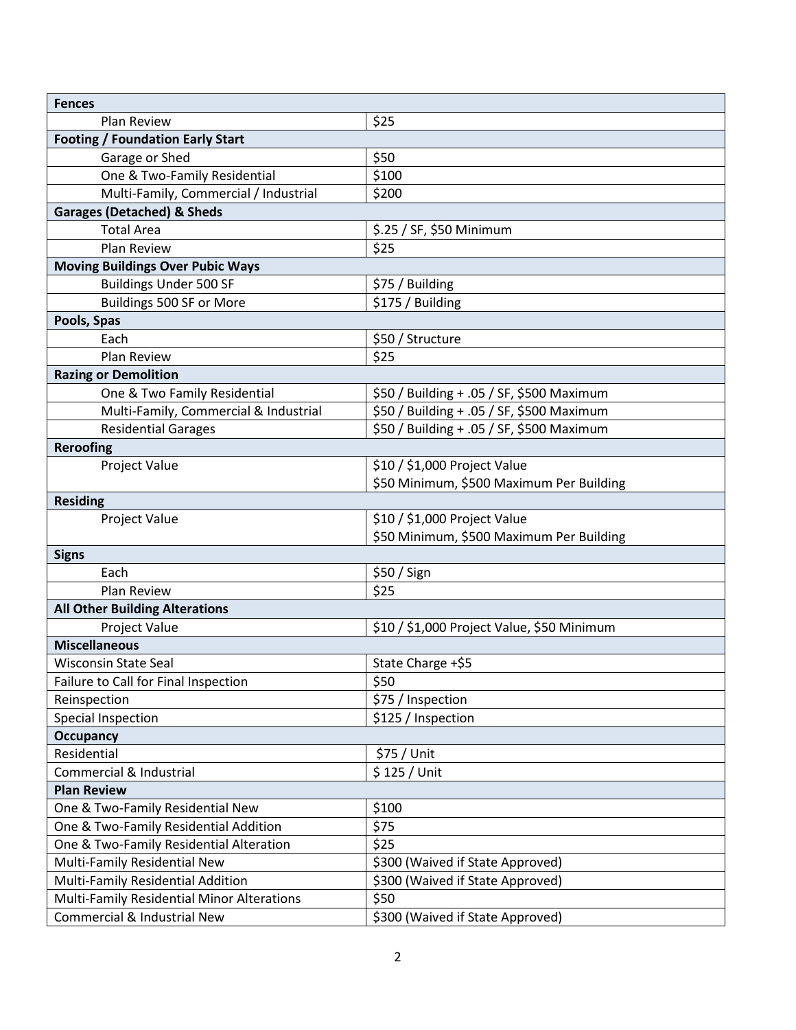| **Fences** | |
|---|---|
| Plan Review | $25 |
| **Footing / Foundation Early Start** | |
| Garage or Shed | $50 |
| One & Two-Family Residential | $100 |
| Multi-Family, Commercial / Industrial | $200 |
| **Garages (Detached) & Sheds** | |
| Total Area | $.25 / SF, $50 Minimum |
| Plan Review | $25 |
| **Moving Buildings Over Pubic Ways** | |
| Buildings Under 500 SF | $75 / Building |
| Buildings 500 SF or More | $175 / Building |
| **Pools, Spas** | |
| Each | $50 / Structure |
| Plan Review | $25 |
| **Razing or Demolition** | |
| One & Two Family Residential | $50 / Building + .05 / SF, $500 Maximum |
| Multi-Family, Commercial & Industrial | $50 / Building + .05 / SF, $500 Maximum |
| Residential Garages | $50 / Building + .05 / SF, $500 Maximum |
| **Reroofing** | |
| Project Value | $10 / $1,000 Project Value<br>$50 Minimum, $500 Maximum Per Building |
| **Residing** | |
| Project Value | $10 / $1,000 Project Value<br>$50 Minimum, $500 Maximum Per Building |
| **Signs** | |
| Each | $50 / Sign |
| Plan Review | $25 |
| **All Other Building Alterations** | |
| Project Value | $10 / $1,000 Project Value, $50 Minimum |
| **Miscellaneous** | |
| Wisconsin State Seal | State Charge +$5 |
| Failure to Call for Final Inspection | $50 |
| Reinspection | $75 / Inspection |
| Special Inspection | $125 / Inspection |
| **Occupancy** | |
| Residential | $75 / Unit |
| Commercial & Industrial | $ 125 / Unit |
| **Plan Review** | |
| One & Two-Family Residential New | $100 |
| One & Two-Family Residential Addition | $75 |
| One & Two-Family Residential Alteration | $25 |
| Multi-Family Residential New | $300 (Waived if State Approved) |
| Multi-Family Residential Addition | $300 (Waived if State Approved) |
| Multi-Family Residential Minor Alterations | $50 |
| Commercial & Industrial New | $300 (Waived if State Approved) |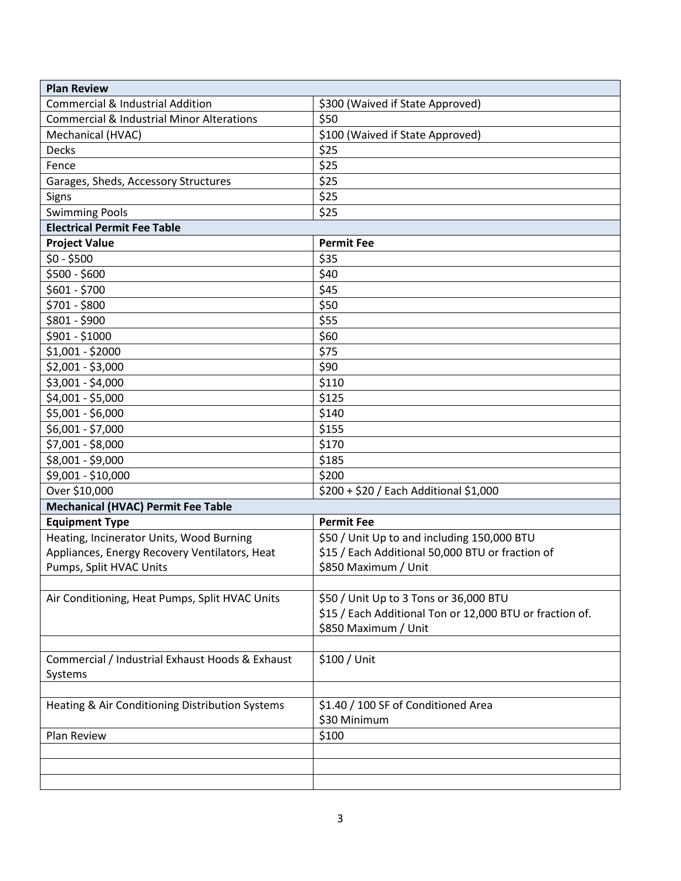| **Plan Review** | |
|---|---|
| Commercial & Industrial Addition | $300 (Waived if State Approved) |
| Commercial & Industrial Minor Alterations | $50 |
| Mechanical (HVAC) | $100 (Waived if State Approved) |
| Decks | $25 |
| Fence | $25 |
| Garages, Sheds, Accessory Structures | $25 |
| Signs | $25 |
| Swimming Pools | $25 |
| **Electrical Permit Fee Table** | |
| **Project Value** | **Permit Fee** |
| $0 - $500 | $35 |
| $500 - $600 | $40 |
| $601 - $700 | $45 |
| $701 - $800 | $50 |
| $801 - $900 | $55 |
| $901 - $1000 | $60 |
| $1,001 - $2000 | $75 |
| $2,001 - $3,000 | $90 |
| $3,001 - $4,000 | $110 |
| $4,001 - $5,000 | $125 |
| $5,001 - $6,000 | $140 |
| $6,001 - $7,000 | $155 |
| $7,001 - $8,000 | $170 |
| $8,001 - $9,000 | $185 |
| $9,001 - $10,000 | $200 |
| Over $10,000 | $200 + $20 / Each Additional $1,000 |
| **Mechanical (HVAC) Permit Fee Table** | |
| **Equipment Type** | **Permit Fee** |
| Heating, Incinerator Units, Wood Burning Appliances, Energy Recovery Ventilators, Heat Pumps, Split HVAC Units | $50 / Unit Up to and including 150,000 BTU<br>$15 / Each Additional 50,000 BTU or fraction of<br>$850 Maximum / Unit |
| | |
| Air Conditioning, Heat Pumps, Split HVAC Units | $50 / Unit Up to 3 Tons or 36,000 BTU<br>$15 / Each Additional Ton or 12,000 BTU or fraction of.<br>$850 Maximum / Unit |
| | |
| Commercial / Industrial Exhaust Hoods & Exhaust Systems | $100 / Unit |
| | |
| Heating & Air Conditioning Distribution Systems | $1.40 / 100 SF of Conditioned Area<br>$30 Minimum |
| Plan Review | $100 |
| | |
| | |
| | |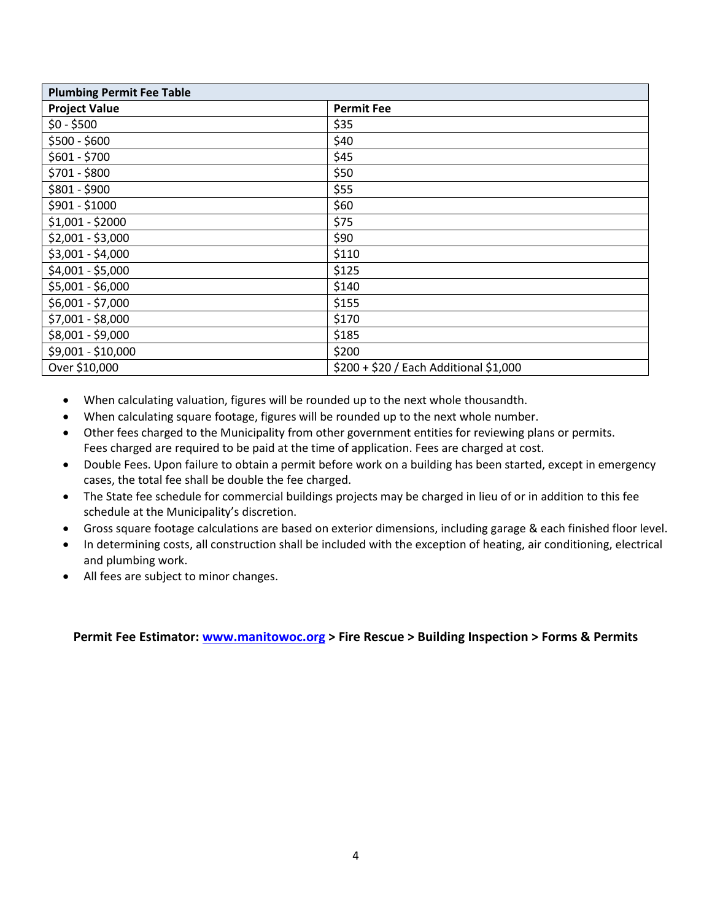| Plumbing Permit Fee Table | |
|---|---|
| **Project Value** | **Permit Fee** |
| $0 - $500 | $35 |
| $500 - $600 | $40 |
| $601 - $700 | $45 |
| $701 - $800 | $50 |
| $801 - $900 | $55 |
| $901 - $1000 | $60 |
| $1,001 - $2000 | $75 |
| $2,001 - $3,000 | $90 |
| $3,001 - $4,000 | $110 |
| $4,001 - $5,000 | $125 |
| $5,001 - $6,000 | $140 |
| $6,001 - $7,000 | $155 |
| $7,001 - $8,000 | $170 |
| $8,001 - $9,000 | $185 |
| $9,001 - $10,000 | $200 |
| Over $10,000 | $200 + $20 / Each Additional $1,000 |

- When calculating valuation, figures will be rounded up to the next whole thousandth.
- When calculating square footage, figures will be rounded up to the next whole number.
- Other fees charged to the Municipality from other government entities for reviewing plans or permits. Fees charged are required to be paid at the time of application. Fees are charged at cost.
- Double Fees. Upon failure to obtain a permit before work on a building has been started, except in emergency cases, the total fee shall be double the fee charged.
- The State fee schedule for commercial buildings projects may be charged in lieu of or in addition to this fee schedule at the Municipality's discretion.
- Gross square footage calculations are based on exterior dimensions, including garage & each finished floor level.
- In determining costs, all construction shall be included with the exception of heating, air conditioning, electrical and plumbing work.
- All fees are subject to minor changes.

**Permit Fee Estimator: www.manitowoc.org > Fire Rescue > Building Inspection > Forms & Permits**